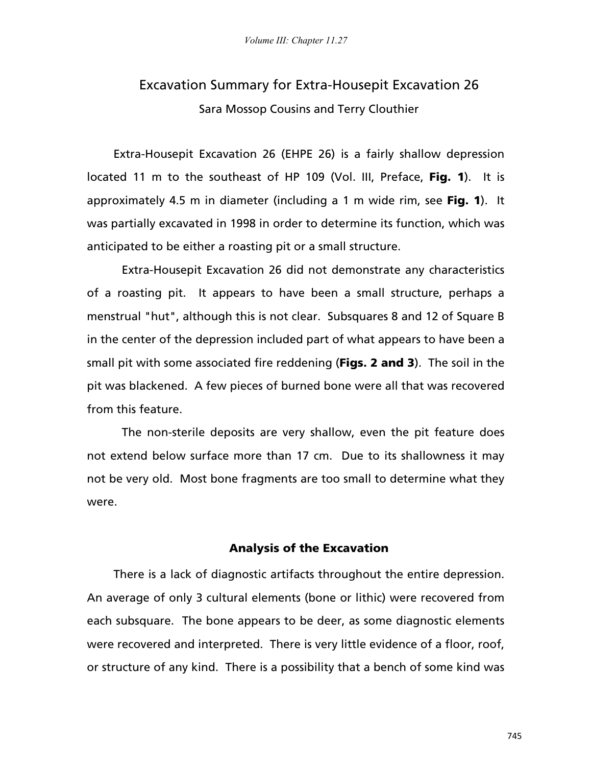# Excavation Summary for Extra-Housepit Excavation 26

Sara Mossop Cousins and Terry Clouthier

Extra-Housepit Excavation 26 (EHPE 26) is a fairly shallow depression located 11 m to the southeast of HP 109 (Vol. III, Preface, **Fig. 1**). It is approximately 4.5 m in diameter (including a 1 m wide rim, see **Fig. 1**). It was partially excavated in 1998 in order to determine its function, which was anticipated to be either a roasting pit or a small structure.

Extra-Housepit Excavation 26 did not demonstrate any characteristics of a roasting pit. It appears to have been a small structure, perhaps a menstrual "hut", although this is not clear. Subsquares 8 and 12 of Square B in the center of the depression included part of what appears to have been a small pit with some associated fire reddening (**Figs. 2 and 3**). The soil in the pit was blackened. A few pieces of burned bone were all that was recovered from this feature.

The non-sterile deposits are very shallow, even the pit feature does not extend below surface more than 17 cm. Due to its shallowness it may not be very old. Most bone fragments are too small to determine what they were.

## Analysis of the Excavation

There is a lack of diagnostic artifacts throughout the entire depression. An average of only 3 cultural elements (bone or lithic) were recovered from each subsquare. The bone appears to be deer, as some diagnostic elements were recovered and interpreted. There is very little evidence of a floor, roof, or structure of any kind. There is a possibility that a bench of some kind was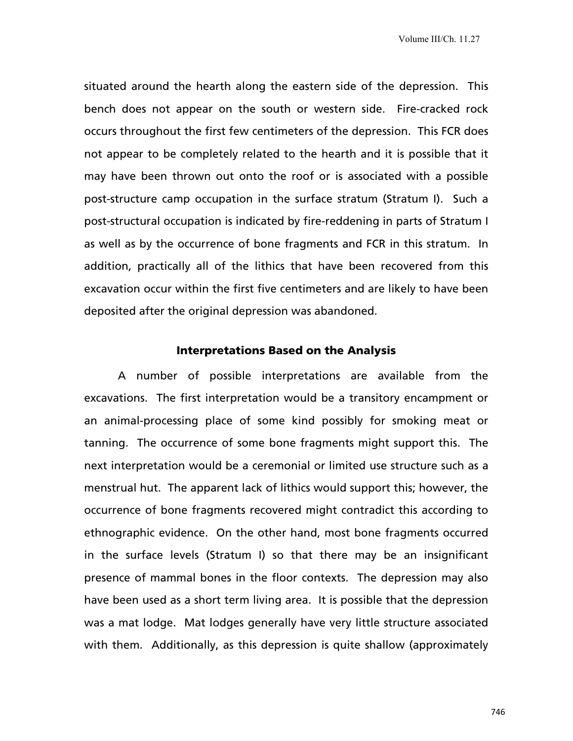situated around the hearth along the eastern side of the depression. This bench does not appear on the south or western side. Fire-cracked rock occurs throughout the first few centimeters of the depression. This FCR does not appear to be completely related to the hearth and it is possible that it may have been thrown out onto the roof or is associated with a possible post-structure camp occupation in the surface stratum (Stratum I). Such a post-structural occupation is indicated by fire-reddening in parts of Stratum I as well as by the occurrence of bone fragments and FCR in this stratum. In addition, practically all of the lithics that have been recovered from this excavation occur within the first five centimeters and are likely to have been deposited after the original depression was abandoned.

### Interpretations Based on the Analysis

A number of possible interpretations are available from the excavations. The first interpretation would be a transitory encampment or an animal-processing place of some kind possibly for smoking meat or tanning. The occurrence of some bone fragments might support this. The next interpretation would be a ceremonial or limited use structure such as a menstrual hut. The apparent lack of lithics would support this; however, the occurrence of bone fragments recovered might contradict this according to ethnographic evidence. On the other hand, most bone fragments occurred in the surface levels (Stratum I) so that there may be an insignificant presence of mammal bones in the floor contexts. The depression may also have been used as a short term living area. It is possible that the depression was a mat lodge. Mat lodges generally have very little structure associated with them. Additionally, as this depression is quite shallow (approximately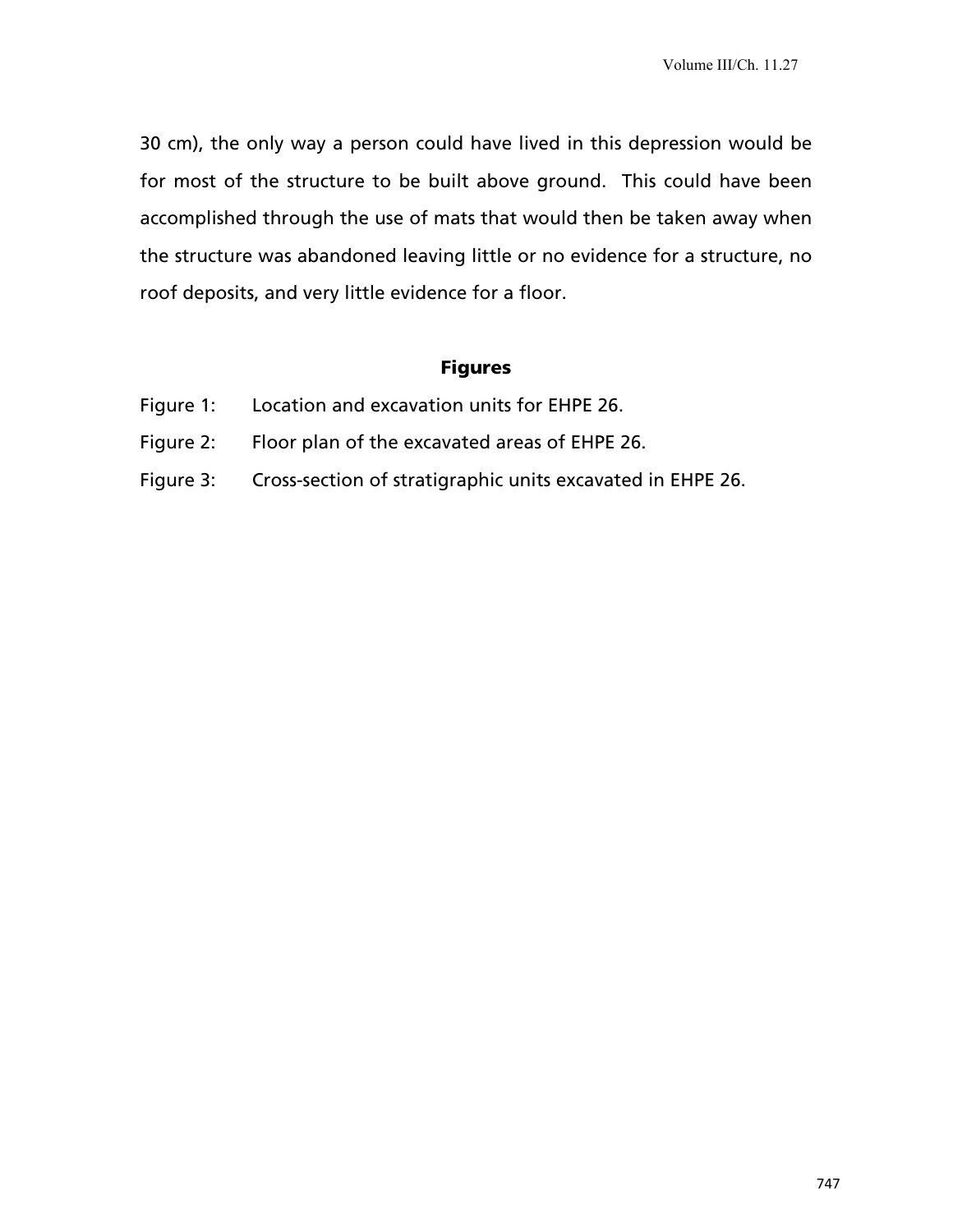30 cm), the only way a person could have lived in this depression would be for most of the structure to be built above ground. This could have been accomplished through the use of mats that would then be taken away when the structure was abandoned leaving little or no evidence for a structure, no roof deposits, and very little evidence for a floor.

## Figures

Figure 1: Location and excavation units for EHPE 26.

Figure 2: Floor plan of the excavated areas of EHPE 26.

Figure 3: Cross-section of stratigraphic units excavated in EHPE 26.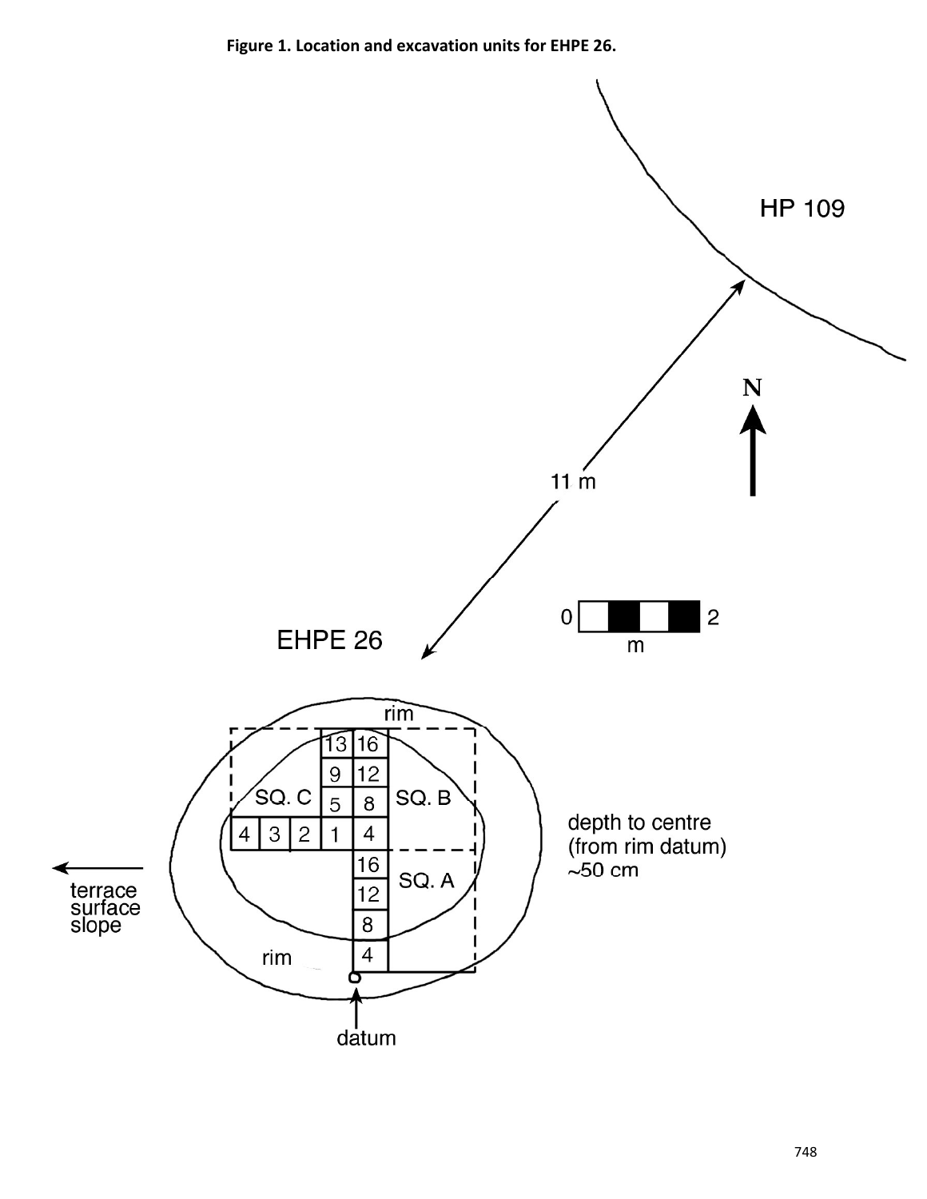**Figure 1. Location and excavation units for EHPE 26.**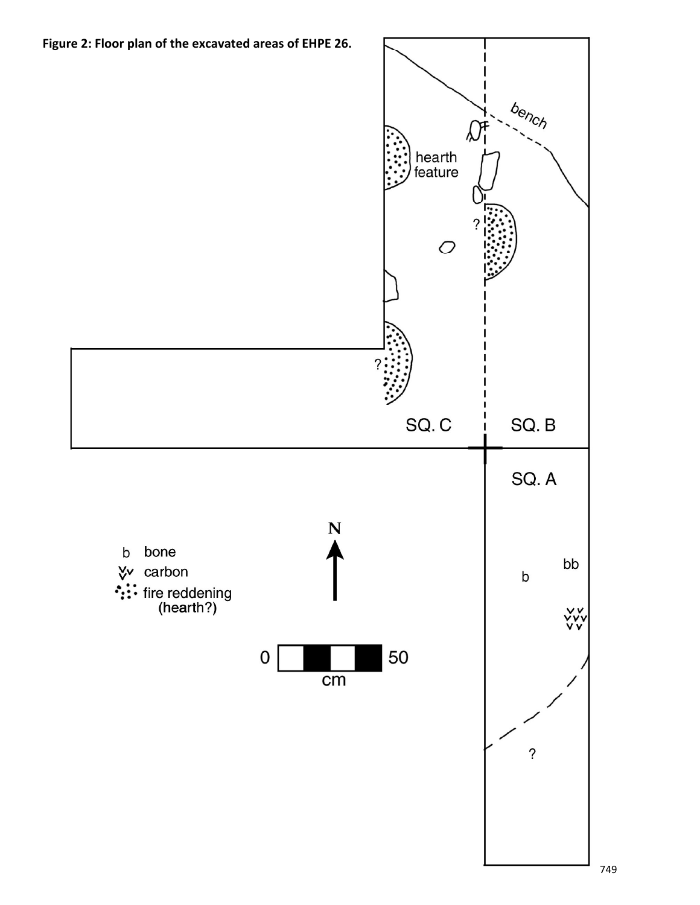**Figure 2: Floor plan of the excavated areas of EHPE 26.**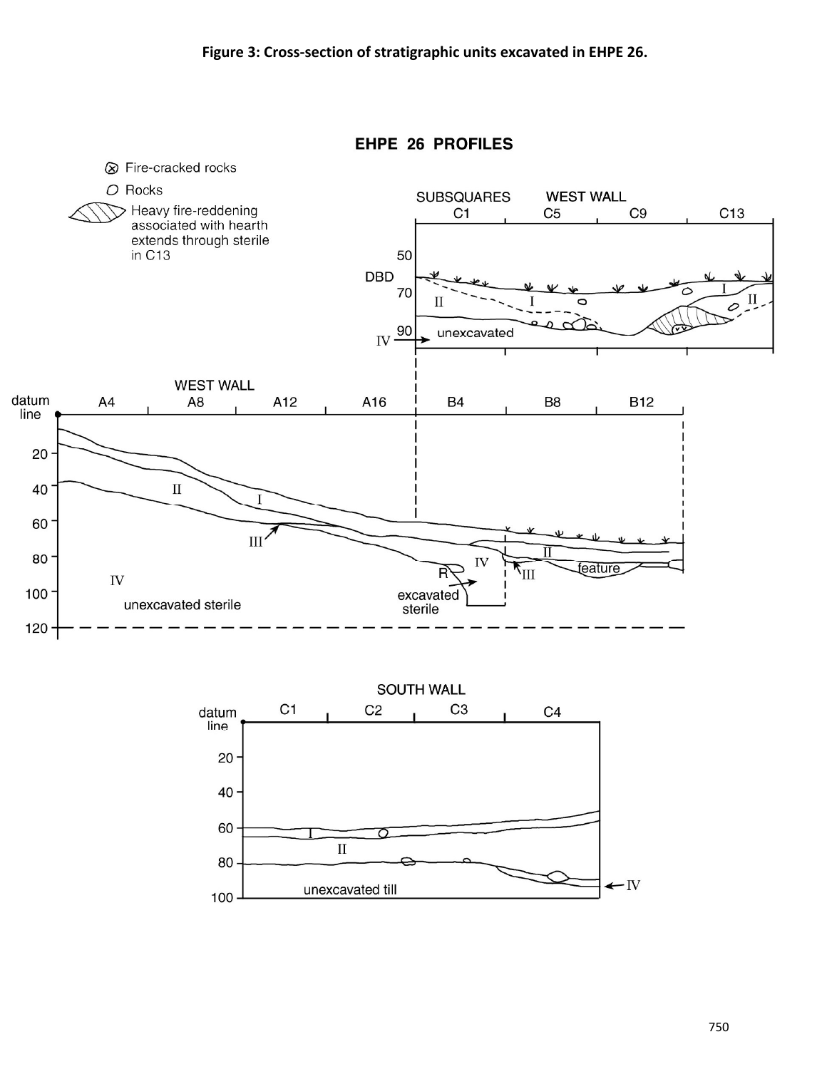**Figure 3: Cross-section of stratigraphic units excavated in EHPE 26.**

EHPE 26 PROFILES

Fire-cracked rocks

Rocks

Heavy fire-reddening associated with hearth extends through sterile in C13

SUBSQUARES WEST WALL

C1 C5 C9 C13

50

DBD

70

90

II I I II

unexcavated

IV

WEST WALL

datum line

A4 A8 A12 A16 B4 B8 B12

20

40

60

80

100

120

II I III IV R IV II III feature

IV

unexcavated sterile

excavated sterile

SOUTH WALL

datum line

C1 C2 C3 C4

20

40

60

80

100

I II

unexcavated till

IV